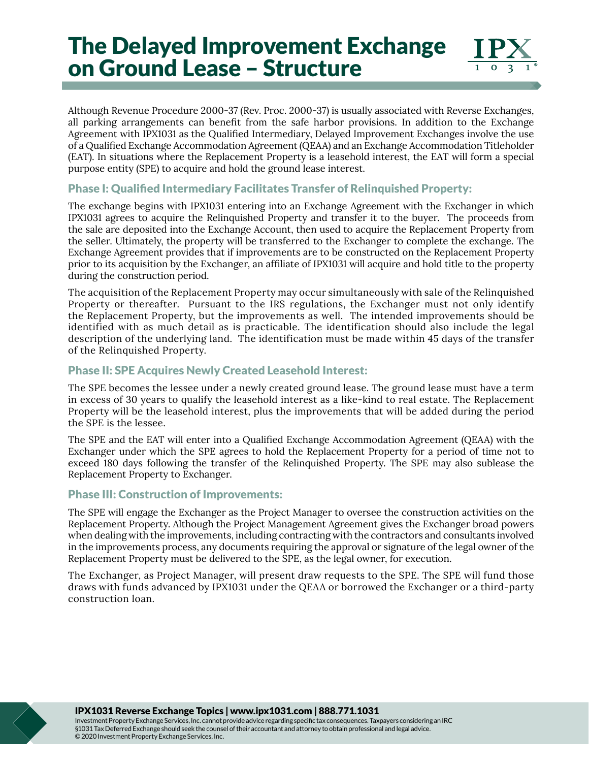# The Delayed Improvement Exchange on Ground Lease – Structure

Although Revenue Procedure 2000-37 (Rev. Proc. 2000-37) is usually associated with Reverse Exchanges, all parking arrangements can benefit from the safe harbor provisions. In addition to the Exchange Agreement with IPX1031 as the Qualified Intermediary, Delayed Improvement Exchanges involve the use of a Qualified Exchange Accommodation Agreement (QEAA) and an Exchange Accommodation Titleholder (EAT). In situations where the Replacement Property is a leasehold interest, the EAT will form a special purpose entity (SPE) to acquire and hold the ground lease interest.

## Phase I: Qualified Intermediary Facilitates Transfer of Relinquished Property:

The exchange begins with IPX1031 entering into an Exchange Agreement with the Exchanger in which IPX1031 agrees to acquire the Relinquished Property and transfer it to the buyer. The proceeds from the sale are deposited into the Exchange Account, then used to acquire the Replacement Property from the seller. Ultimately, the property will be transferred to the Exchanger to complete the exchange. The Exchange Agreement provides that if improvements are to be constructed on the Replacement Property prior to its acquisition by the Exchanger, an affiliate of IPX1031 will acquire and hold title to the property during the construction period.

The acquisition of the Replacement Property may occur simultaneously with sale of the Relinquished Property or thereafter. Pursuant to the IRS regulations, the Exchanger must not only identify the Replacement Property, but the improvements as well. The intended improvements should be identified with as much detail as is practicable. The identification should also include the legal description of the underlying land. The identification must be made within 45 days of the transfer of the Relinquished Property.

## Phase II: SPE Acquires Newly Created Leasehold Interest:

The SPE becomes the lessee under a newly created ground lease. The ground lease must have a term in excess of 30 years to qualify the leasehold interest as a like-kind to real estate. The Replacement Property will be the leasehold interest, plus the improvements that will be added during the period the SPE is the lessee.

The SPE and the EAT will enter into a Qualified Exchange Accommodation Agreement (QEAA) with the Exchanger under which the SPE agrees to hold the Replacement Property for a period of time not to exceed 180 days following the transfer of the Relinquished Property. The SPE may also sublease the Replacement Property to Exchanger.

## Phase III: Construction of Improvements:

The SPE will engage the Exchanger as the Project Manager to oversee the construction activities on the Replacement Property. Although the Project Management Agreement gives the Exchanger broad powers when dealing with the improvements, including contracting with the contractors and consultants involved in the improvements process, any documents requiring the approval or signature of the legal owner of the Replacement Property must be delivered to the SPE, as the legal owner, for execution.

The Exchanger, as Project Manager, will present draw requests to the SPE. The SPE will fund those draws with funds advanced by IPX1031 under the QEAA or borrowed the Exchanger or a third-party construction loan.

**IPX1031 Reverse Exchange Topics | www.ipx1031.com | 888.771.1031**

Investment Property Exchange Services, Inc. cannot provide advice regarding specific tax consequences. Taxpayers considering an IRC §1031 Tax Deferred Exchange should seek the counsel of their accountant and attorney to obtain professional and legal advice.
© 2020 Investment Property Exchange Services, Inc.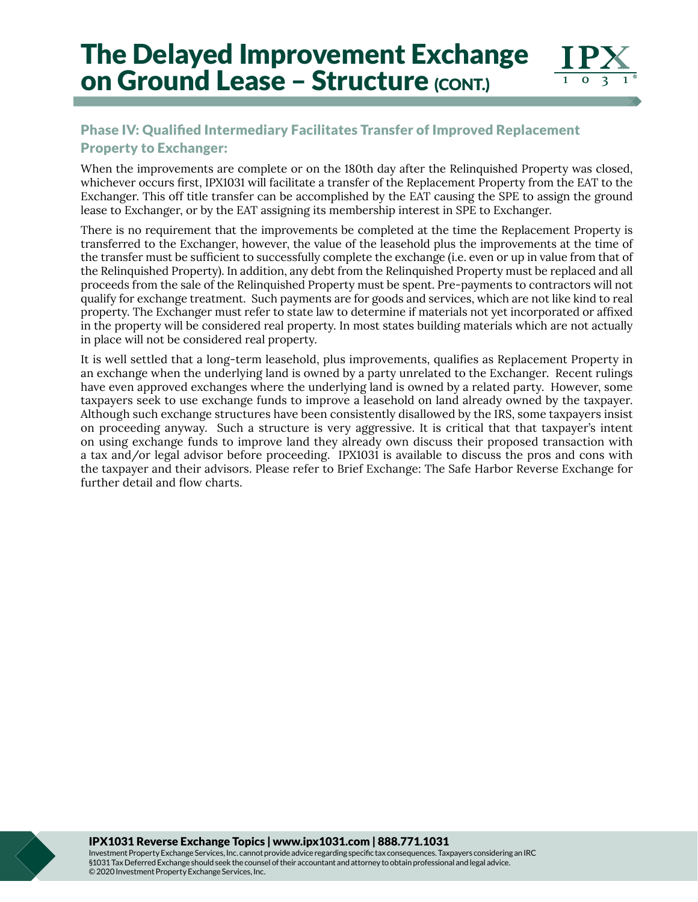# The Delayed Improvement Exchange on Ground Lease – Structure (CONT.)

### Phase IV: Qualified Intermediary Facilitates Transfer of Improved Replacement Property to Exchanger:

When the improvements are complete or on the 180th day after the Relinquished Property was closed, whichever occurs first, IPX1031 will facilitate a transfer of the Replacement Property from the EAT to the Exchanger. This off title transfer can be accomplished by the EAT causing the SPE to assign the ground lease to Exchanger, or by the EAT assigning its membership interest in SPE to Exchanger.

There is no requirement that the improvements be completed at the time the Replacement Property is transferred to the Exchanger, however, the value of the leasehold plus the improvements at the time of the transfer must be sufficient to successfully complete the exchange (i.e. even or up in value from that of the Relinquished Property). In addition, any debt from the Relinquished Property must be replaced and all proceeds from the sale of the Relinquished Property must be spent. Pre-payments to contractors will not qualify for exchange treatment. Such payments are for goods and services, which are not like kind to real property. The Exchanger must refer to state law to determine if materials not yet incorporated or affixed in the property will be considered real property. In most states building materials which are not actually in place will not be considered real property.

It is well settled that a long-term leasehold, plus improvements, qualifies as Replacement Property in an exchange when the underlying land is owned by a party unrelated to the Exchanger. Recent rulings have even approved exchanges where the underlying land is owned by a related party. However, some taxpayers seek to use exchange funds to improve a leasehold on land already owned by the taxpayer. Although such exchange structures have been consistently disallowed by the IRS, some taxpayers insist on proceeding anyway. Such a structure is very aggressive. It is critical that that taxpayer's intent on using exchange funds to improve land they already own discuss their proposed transaction with a tax and/or legal advisor before proceeding. IPX1031 is available to discuss the pros and cons with the taxpayer and their advisors. Please refer to Brief Exchange: The Safe Harbor Reverse Exchange for further detail and flow charts.

**IPX1031 Reverse Exchange Topics | www.ipx1031.com | 888.771.1031**

Investment Property Exchange Services, Inc. cannot provide advice regarding specific tax consequences. Taxpayers considering an IRC §1031 Tax Deferred Exchange should seek the counsel of their accountant and attorney to obtain professional and legal advice.
© 2020 Investment Property Exchange Services, Inc.